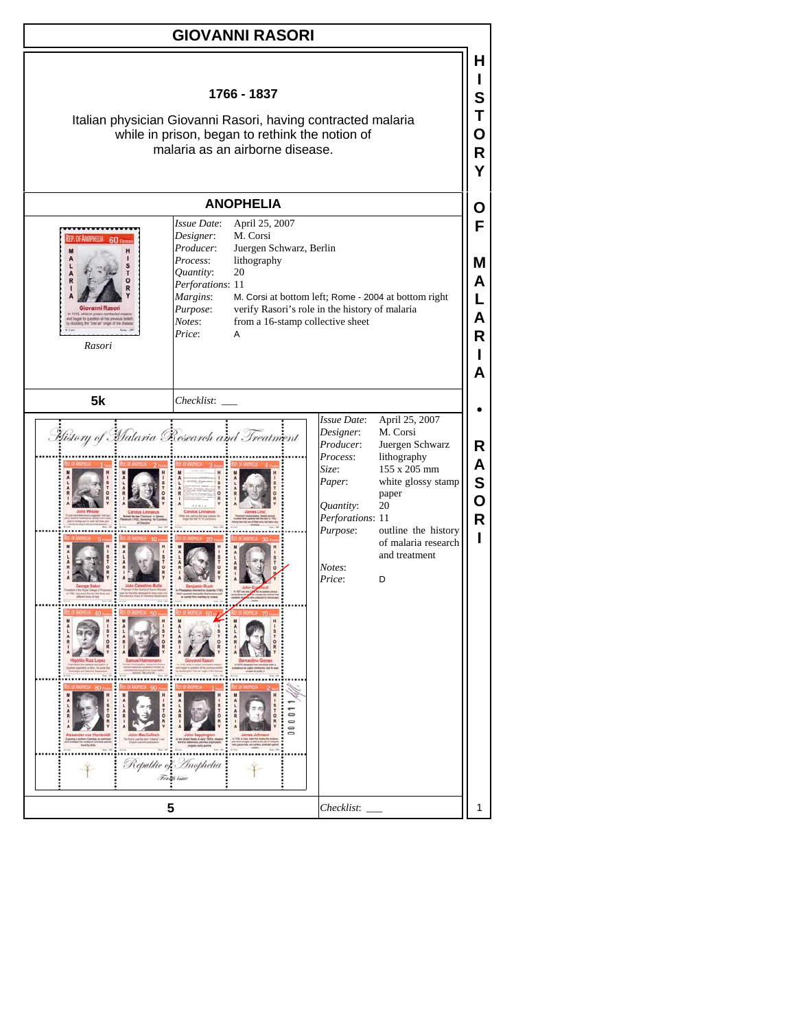# GIOVANNI RASORI

**1766 - 1837**

Italian physician Giovanni Rasori, having contracted malaria while in prison, began to rethink the notion of malaria as an airborne disease.

## ANOPHELIA

*Rasori*

| | |
|---|---|
| *Issue Date*: | April 25, 2007 |
| *Designer*: | M. Corsi |
| *Producer*: | Juergen Schwarz, Berlin |
| *Process*: | lithography |
| *Quantity*: | 20 |
| *Perforations*: | 11 |
| *Margins*: | M. Corsi at bottom left; Rome - 2004 at bottom right |
| *Purpose*: | verify Rasori's role in the history of malaria |
| *Notes*: | from a 16-stamp collective sheet |
| *Price*: | A |

**5k** *Checklist*: ___

| | |
|---|---|
| *Issue Date*: | April 25, 2007 |
| *Designer*: | M. Corsi |
| *Producer*: | Juergen Schwarz |
| *Process*: | lithography |
| *Size*: | 155 x 205 mm |
| *Paper*: | white glossy stamp paper |
| *Quantity*: | 20 |
| *Perforations*: | 11 |
| *Purpose*: | outline the history of malaria research and treatment |
| *Notes*: | |
| *Price*: | D |

**5** *Checklist*: ___

HISTORY OF MALARIA • RASORI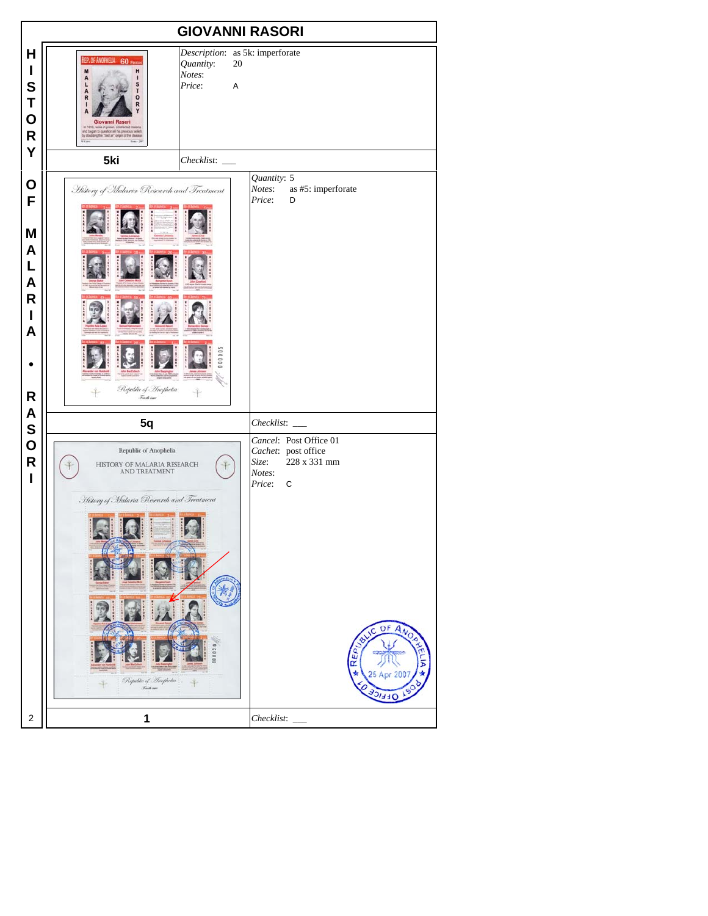# GIOVANNI RASORI

HISTORY OF MALARIA • RASORI

| | |
|---|---|
| | *Description*: as 5k: imperforate<br>*Quantity*: 20<br>*Notes*:<br>*Price*: A |
| **5ki** | *Checklist*: ___ |

| | |
|---|---|
| | *Quantity*: 5<br>*Notes*: as #5: imperforate<br>*Price*: D |
| **5q** | *Checklist*: ___ |

| | |
|---|---|
| | *Cancel*: Post Office 01<br>*Cachet*: post office<br>*Size*: 228 x 331 mm<br>*Notes*:<br>*Price*: C |
| **1** | *Checklist*: ___ |